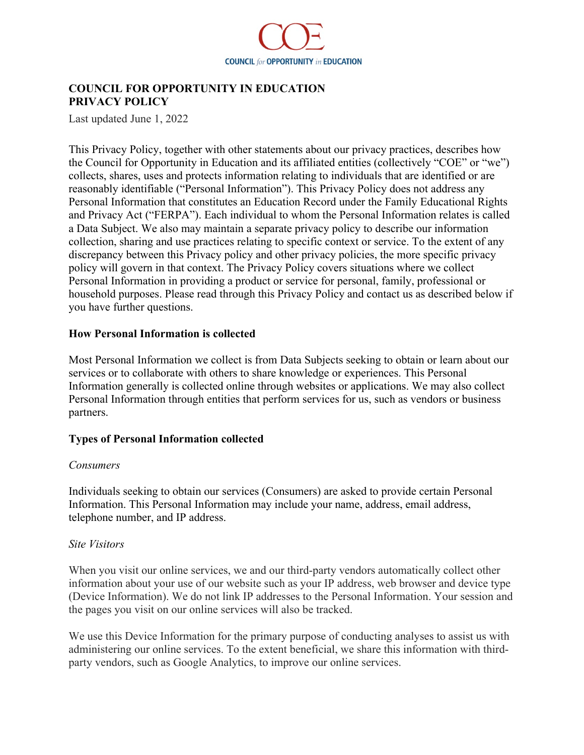COUNCIL *for* OPPORTUNITY *in* EDUCATION

# COUNCIL FOR OPPORTUNITY IN EDUCATION PRIVACY POLICY

Last updated June 1, 2022

This Privacy Policy, together with other statements about our privacy practices, describes how the Council for Opportunity in Education and its affiliated entities (collectively "COE" or "we") collects, shares, uses and protects information relating to individuals that are identified or are reasonably identifiable ("Personal Information"). This Privacy Policy does not address any Personal Information that constitutes an Education Record under the Family Educational Rights and Privacy Act ("FERPA"). Each individual to whom the Personal Information relates is called a Data Subject. We also may maintain a separate privacy policy to describe our information collection, sharing and use practices relating to specific context or service. To the extent of any discrepancy between this Privacy policy and other privacy policies, the more specific privacy policy will govern in that context. The Privacy Policy covers situations where we collect Personal Information in providing a product or service for personal, family, professional or household purposes. Please read through this Privacy Policy and contact us as described below if you have further questions.

## How Personal Information is collected

Most Personal Information we collect is from Data Subjects seeking to obtain or learn about our services or to collaborate with others to share knowledge or experiences. This Personal Information generally is collected online through websites or applications. We may also collect Personal Information through entities that perform services for us, such as vendors or business partners.

## Types of Personal Information collected

*Consumers*

Individuals seeking to obtain our services (Consumers) are asked to provide certain Personal Information. This Personal Information may include your name, address, email address, telephone number, and IP address.

*Site Visitors*

When you visit our online services, we and our third-party vendors automatically collect other information about your use of our website such as your IP address, web browser and device type (Device Information). We do not link IP addresses to the Personal Information. Your session and the pages you visit on our online services will also be tracked.

We use this Device Information for the primary purpose of conducting analyses to assist us with administering our online services. To the extent beneficial, we share this information with third-party vendors, such as Google Analytics, to improve our online services.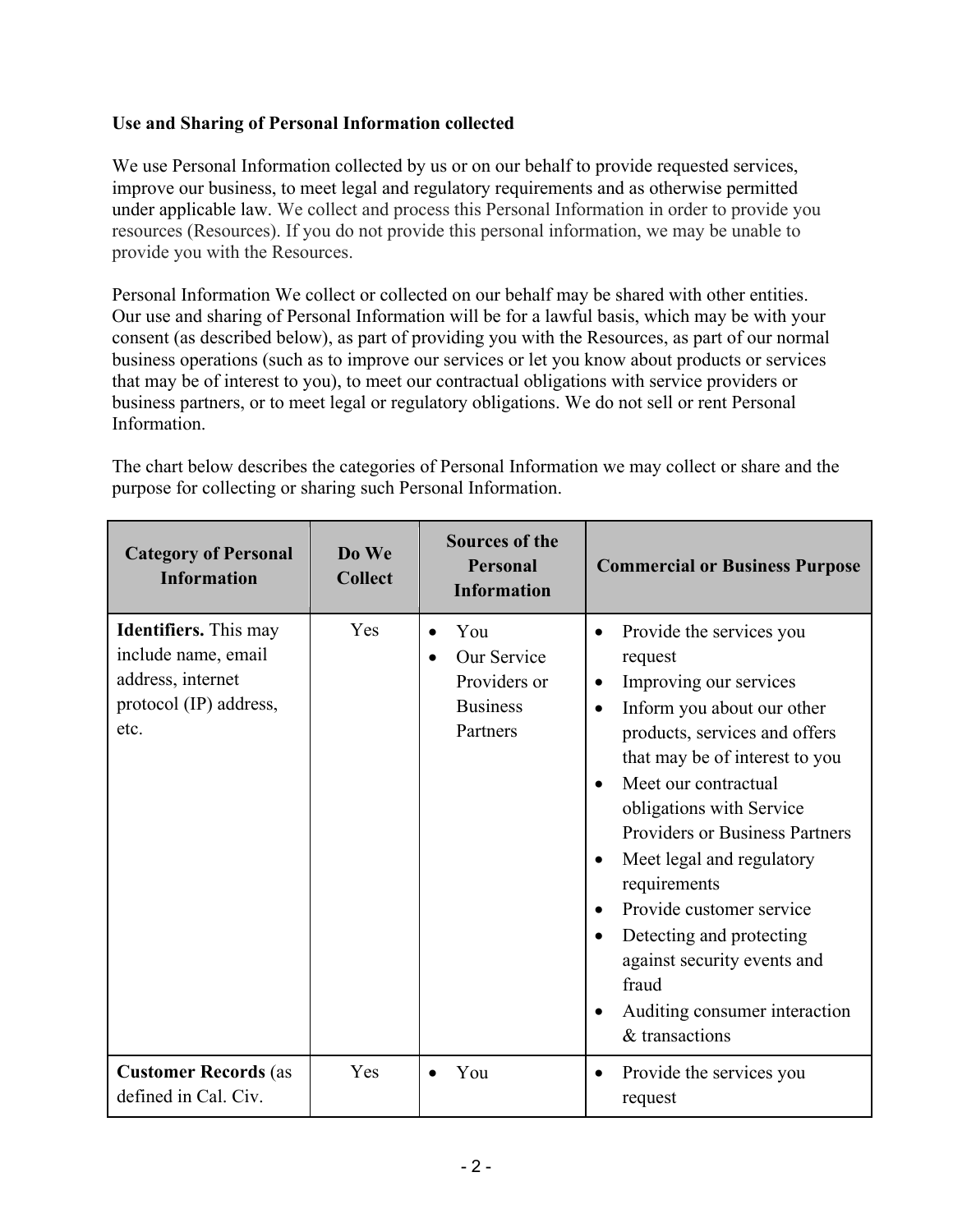**Use and Sharing of Personal Information collected**

We use Personal Information collected by us or on our behalf to provide requested services, improve our business, to meet legal and regulatory requirements and as otherwise permitted under applicable law. We collect and process this Personal Information in order to provide you resources (Resources). If you do not provide this personal information, we may be unable to provide you with the Resources.

Personal Information We collect or collected on our behalf may be shared with other entities. Our use and sharing of Personal Information will be for a lawful basis, which may be with your consent (as described below), as part of providing you with the Resources, as part of our normal business operations (such as to improve our services or let you know about products or services that may be of interest to you), to meet our contractual obligations with service providers or business partners, or to meet legal or regulatory obligations. We do not sell or rent Personal Information.

The chart below describes the categories of Personal Information we may collect or share and the purpose for collecting or sharing such Personal Information.

| Category of Personal Information | Do We Collect | Sources of the Personal Information | Commercial or Business Purpose |
|---|---|---|---|
| **Identifiers.** This may include name, email address, internet protocol (IP) address, etc. | Yes | • You<br>• Our Service Providers or Business Partners | • Provide the services you request<br>• Improving our services<br>• Inform you about our other products, services and offers that may be of interest to you<br>• Meet our contractual obligations with Service Providers or Business Partners<br>• Meet legal and regulatory requirements<br>• Provide customer service<br>• Detecting and protecting against security events and fraud<br>• Auditing consumer interaction & transactions |
| **Customer Records** (as defined in Cal. Civ. | Yes | • You | • Provide the services you request |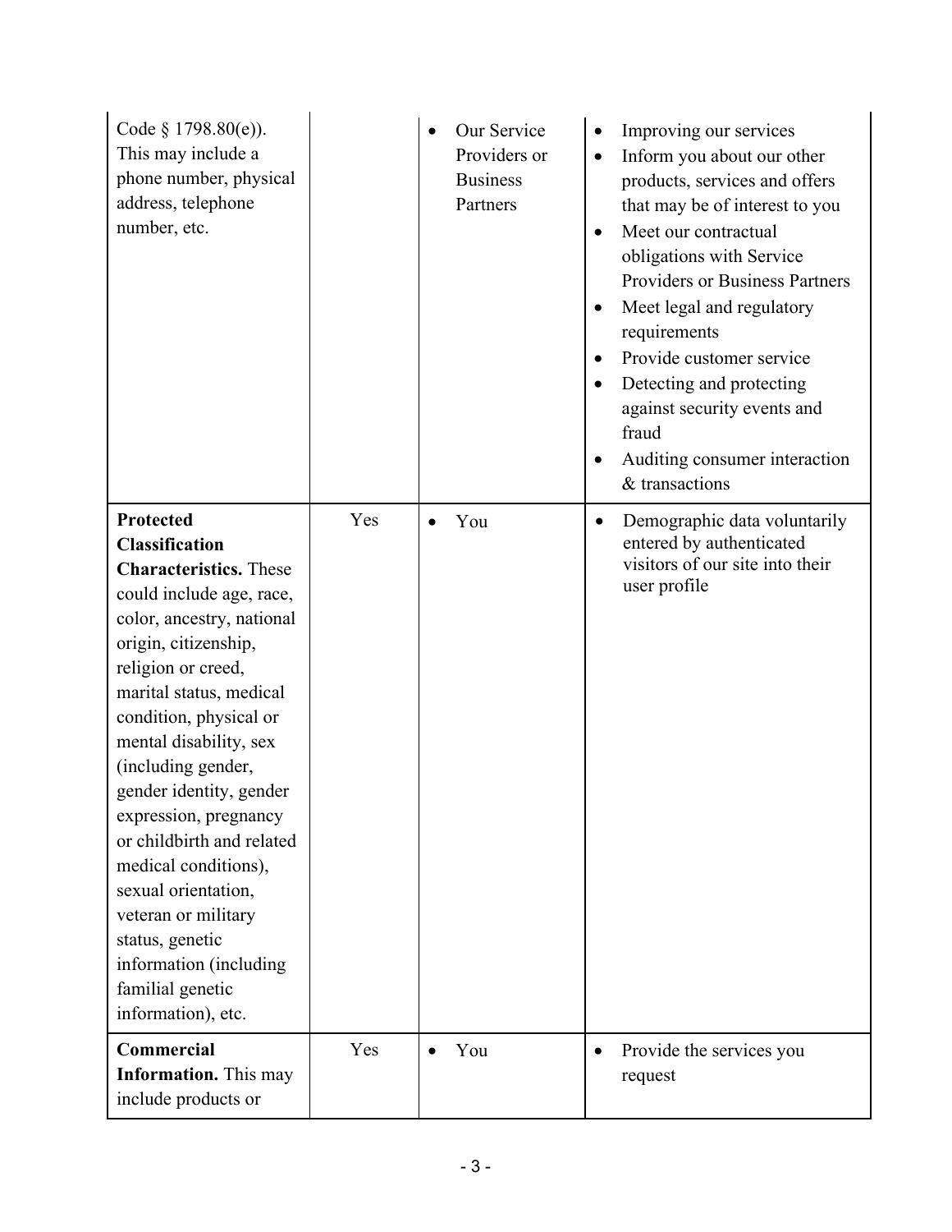| | | | |
|---|---|---|---|
| Code § 1798.80(e)). This may include a phone number, physical address, telephone number, etc. | | • Our Service Providers or Business Partners | • Improving our services<br>• Inform you about our other products, services and offers that may be of interest to you<br>• Meet our contractual obligations with Service Providers or Business Partners<br>• Meet legal and regulatory requirements<br>• Provide customer service<br>• Detecting and protecting against security events and fraud<br>• Auditing consumer interaction & transactions |
| **Protected Classification Characteristics.** These could include age, race, color, ancestry, national origin, citizenship, religion or creed, marital status, medical condition, physical or mental disability, sex (including gender, gender identity, gender expression, pregnancy or childbirth and related medical conditions), sexual orientation, veteran or military status, genetic information (including familial genetic information), etc. | Yes | • You | • Demographic data voluntarily entered by authenticated visitors of our site into their user profile |
| **Commercial Information.** This may include products or | Yes | • You | • Provide the services you request |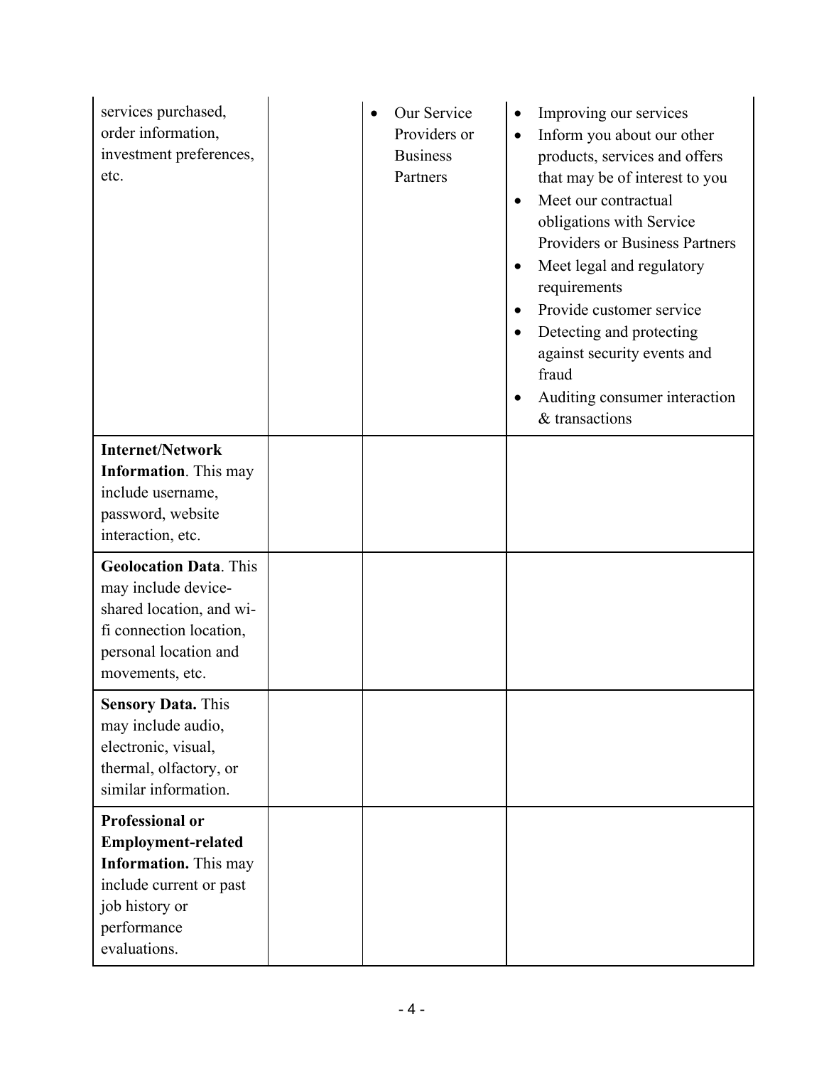| | | | |
|---|---|---|---|
| services purchased, order information, investment preferences, etc. | | • Our Service Providers or Business Partners | • Improving our services<br>• Inform you about our other products, services and offers that may be of interest to you<br>• Meet our contractual obligations with Service Providers or Business Partners<br>• Meet legal and regulatory requirements<br>• Provide customer service<br>• Detecting and protecting against security events and fraud<br>• Auditing consumer interaction & transactions |
| **Internet/Network Information**. This may include username, password, website interaction, etc. | | | |
| **Geolocation Data**. This may include device-shared location, and wi-fi connection location, personal location and movements, etc. | | | |
| **Sensory Data.** This may include audio, electronic, visual, thermal, olfactory, or similar information. | | | |
| **Professional or Employment-related Information.** This may include current or past job history or performance evaluations. | | | |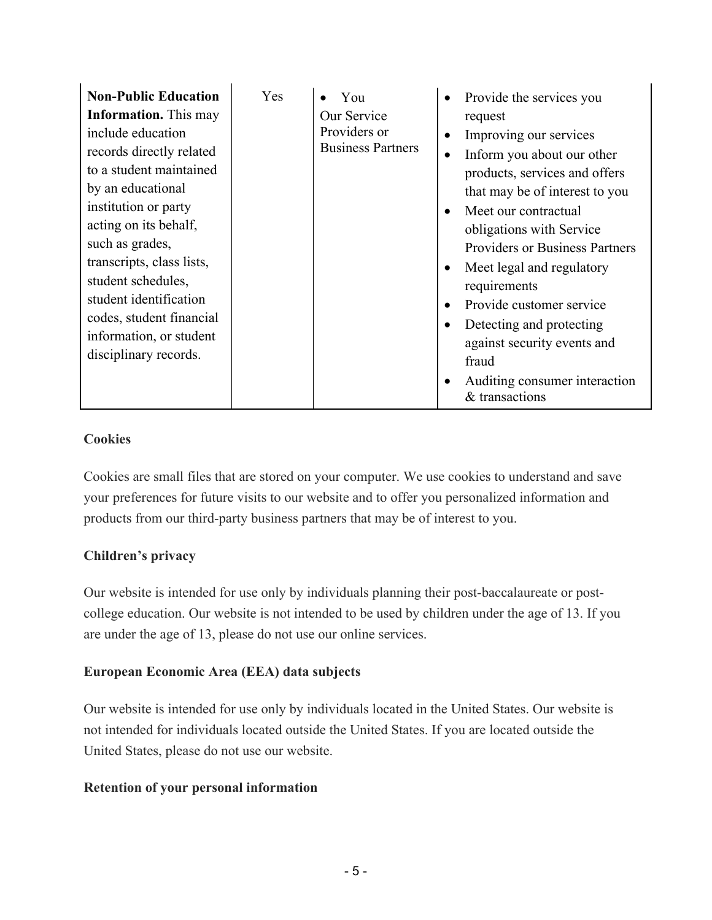| | | | |
|---|---|---|---|
| **Non-Public Education Information.** This may include education records directly related to a student maintained by an educational institution or party acting on its behalf, such as grades, transcripts, class lists, student schedules, student identification codes, student financial information, or student disciplinary records. | Yes | • You<br>Our Service Providers or Business Partners | • Provide the services you request<br>• Improving our services<br>• Inform you about our other products, services and offers that may be of interest to you<br>• Meet our contractual obligations with Service Providers or Business Partners<br>• Meet legal and regulatory requirements<br>• Provide customer service<br>• Detecting and protecting against security events and fraud<br>• Auditing consumer interaction & transactions |

**Cookies**

Cookies are small files that are stored on your computer. We use cookies to understand and save your preferences for future visits to our website and to offer you personalized information and products from our third-party business partners that may be of interest to you.

**Children's privacy**

Our website is intended for use only by individuals planning their post-baccalaureate or post-college education. Our website is not intended to be used by children under the age of 13. If you are under the age of 13, please do not use our online services.

**European Economic Area (EEA) data subjects**

Our website is intended for use only by individuals located in the United States. Our website is not intended for individuals located outside the United States. If you are located outside the United States, please do not use our website.

**Retention of your personal information**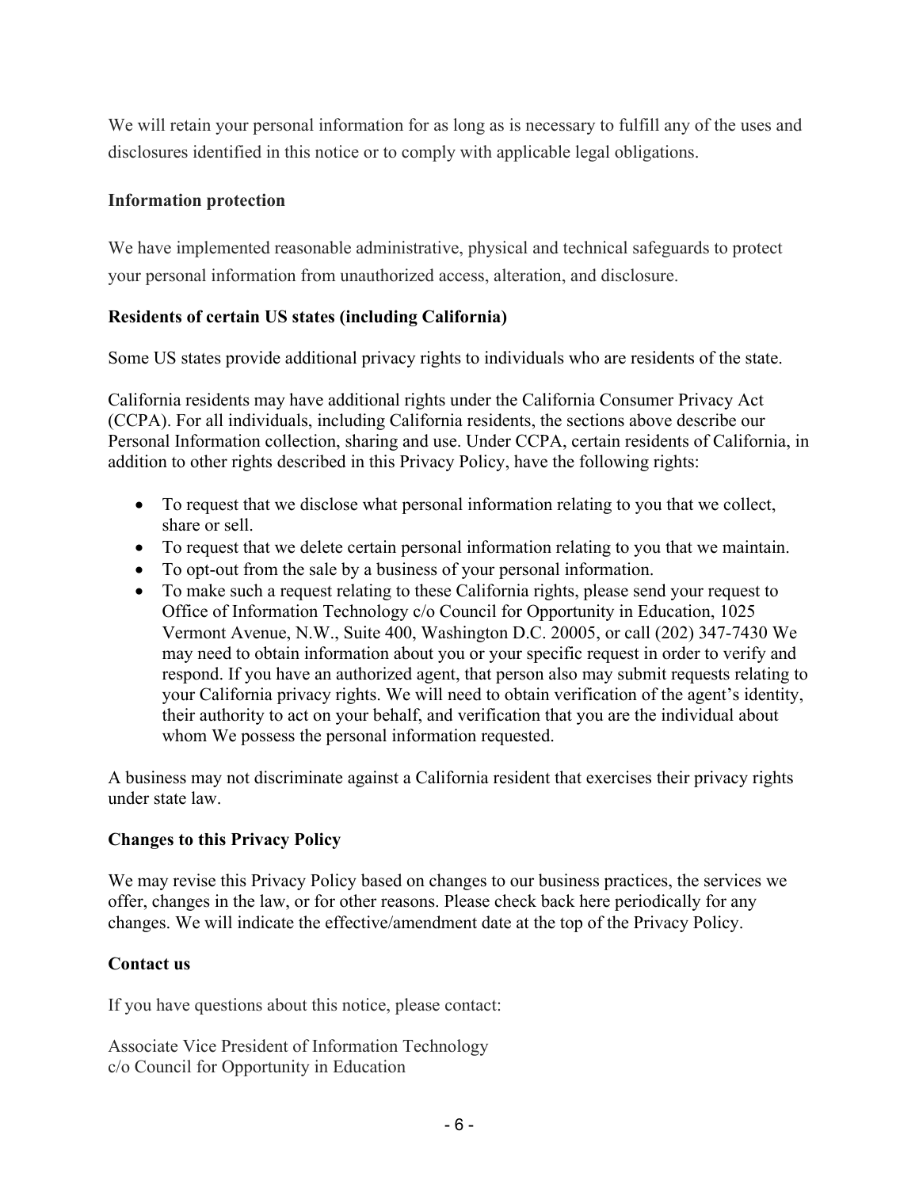We will retain your personal information for as long as is necessary to fulfill any of the uses and disclosures identified in this notice or to comply with applicable legal obligations.

**Information protection**

We have implemented reasonable administrative, physical and technical safeguards to protect your personal information from unauthorized access, alteration, and disclosure.

**Residents of certain US states (including California)**

Some US states provide additional privacy rights to individuals who are residents of the state.

California residents may have additional rights under the California Consumer Privacy Act (CCPA). For all individuals, including California residents, the sections above describe our Personal Information collection, sharing and use. Under CCPA, certain residents of California, in addition to other rights described in this Privacy Policy, have the following rights:

- To request that we disclose what personal information relating to you that we collect, share or sell.
- To request that we delete certain personal information relating to you that we maintain.
- To opt-out from the sale by a business of your personal information.
- To make such a request relating to these California rights, please send your request to Office of Information Technology c/o Council for Opportunity in Education, 1025 Vermont Avenue, N.W., Suite 400, Washington D.C. 20005, or call (202) 347-7430 We may need to obtain information about you or your specific request in order to verify and respond. If you have an authorized agent, that person also may submit requests relating to your California privacy rights. We will need to obtain verification of the agent's identity, their authority to act on your behalf, and verification that you are the individual about whom We possess the personal information requested.

A business may not discriminate against a California resident that exercises their privacy rights under state law.

**Changes to this Privacy Policy**

We may revise this Privacy Policy based on changes to our business practices, the services we offer, changes in the law, or for other reasons. Please check back here periodically for any changes. We will indicate the effective/amendment date at the top of the Privacy Policy.

**Contact us**

If you have questions about this notice, please contact:

Associate Vice President of Information Technology
c/o Council for Opportunity in Education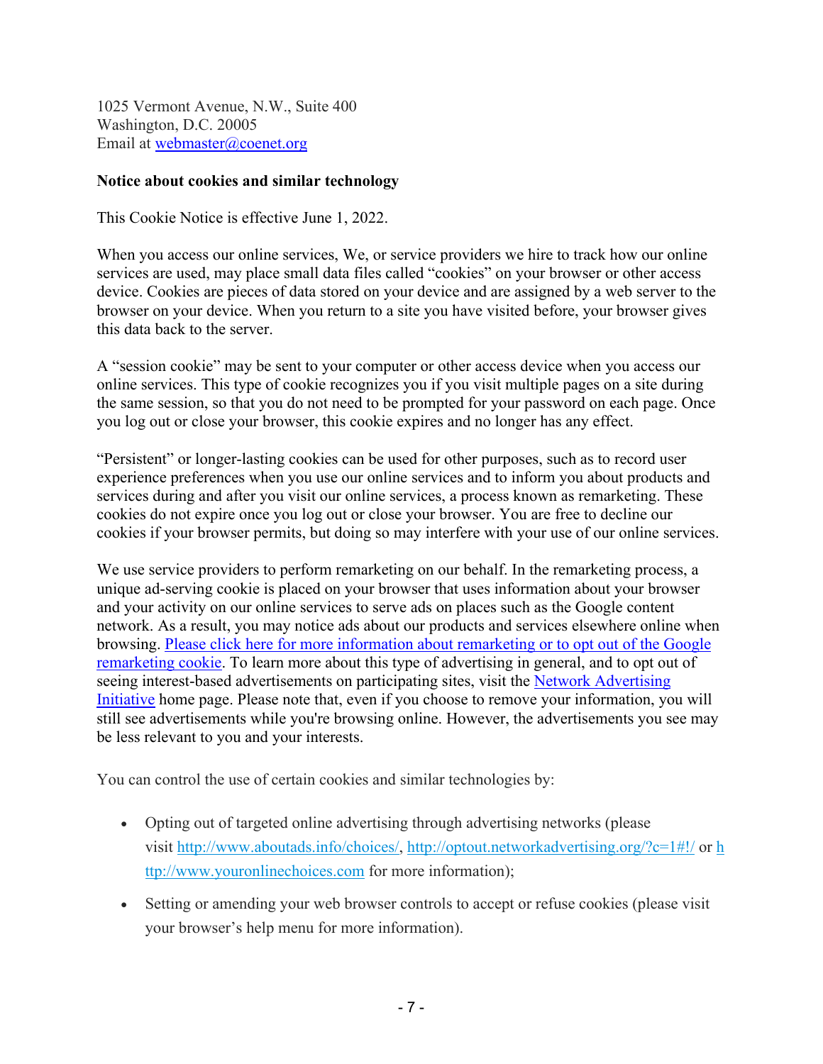1025 Vermont Avenue, N.W., Suite 400
Washington, D.C. 20005
Email at webmaster@coenet.org

**Notice about cookies and similar technology**

This Cookie Notice is effective June 1, 2022.

When you access our online services, We, or service providers we hire to track how our online services are used, may place small data files called "cookies" on your browser or other access device. Cookies are pieces of data stored on your device and are assigned by a web server to the browser on your device. When you return to a site you have visited before, your browser gives this data back to the server.

A "session cookie" may be sent to your computer or other access device when you access our online services. This type of cookie recognizes you if you visit multiple pages on a site during the same session, so that you do not need to be prompted for your password on each page. Once you log out or close your browser, this cookie expires and no longer has any effect.

"Persistent" or longer-lasting cookies can be used for other purposes, such as to record user experience preferences when you use our online services and to inform you about products and services during and after you visit our online services, a process known as remarketing. These cookies do not expire once you log out or close your browser. You are free to decline our cookies if your browser permits, but doing so may interfere with your use of our online services.

We use service providers to perform remarketing on our behalf. In the remarketing process, a unique ad-serving cookie is placed on your browser that uses information about your browser and your activity on our online services to serve ads on places such as the Google content network. As a result, you may notice ads about our products and services elsewhere online when browsing. Please click here for more information about remarketing or to opt out of the Google remarketing cookie. To learn more about this type of advertising in general, and to opt out of seeing interest-based advertisements on participating sites, visit the Network Advertising Initiative home page. Please note that, even if you choose to remove your information, you will still see advertisements while you're browsing online. However, the advertisements you see may be less relevant to you and your interests.

You can control the use of certain cookies and similar technologies by:

- Opting out of targeted online advertising through advertising networks (please visit http://www.aboutads.info/choices/, http://optout.networkadvertising.org/?c=1#!/ or http://www.youronlinechoices.com for more information);
- Setting or amending your web browser controls to accept or refuse cookies (please visit your browser's help menu for more information).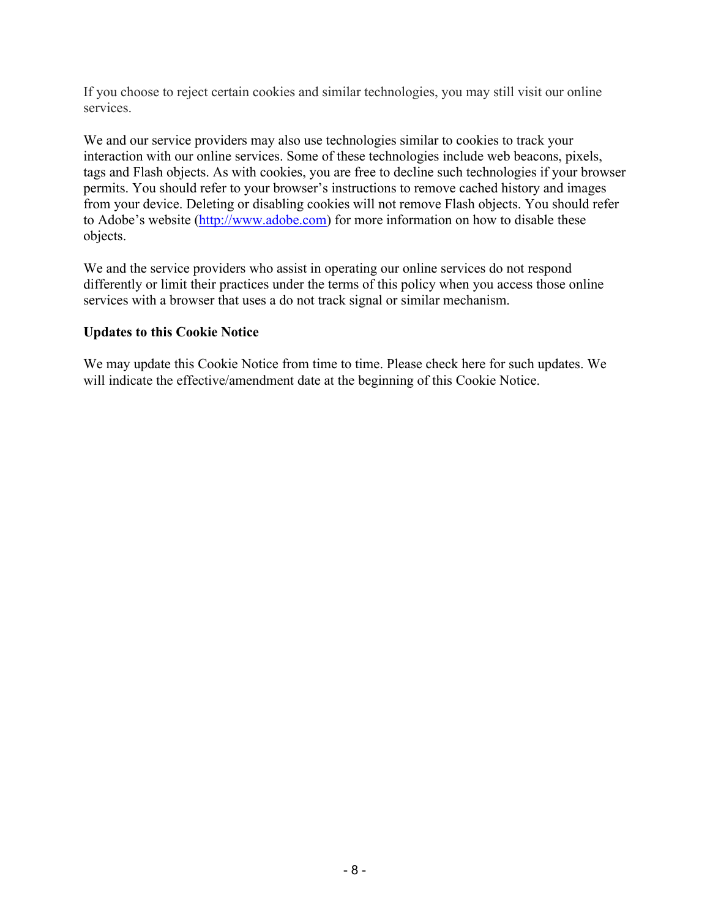If you choose to reject certain cookies and similar technologies, you may still visit our online services.

We and our service providers may also use technologies similar to cookies to track your interaction with our online services. Some of these technologies include web beacons, pixels, tags and Flash objects. As with cookies, you are free to decline such technologies if your browser permits. You should refer to your browser's instructions to remove cached history and images from your device. Deleting or disabling cookies will not remove Flash objects. You should refer to Adobe's website (http://www.adobe.com) for more information on how to disable these objects.

We and the service providers who assist in operating our online services do not respond differently or limit their practices under the terms of this policy when you access those online services with a browser that uses a do not track signal or similar mechanism.

**Updates to this Cookie Notice**

We may update this Cookie Notice from time to time. Please check here for such updates. We will indicate the effective/amendment date at the beginning of this Cookie Notice.